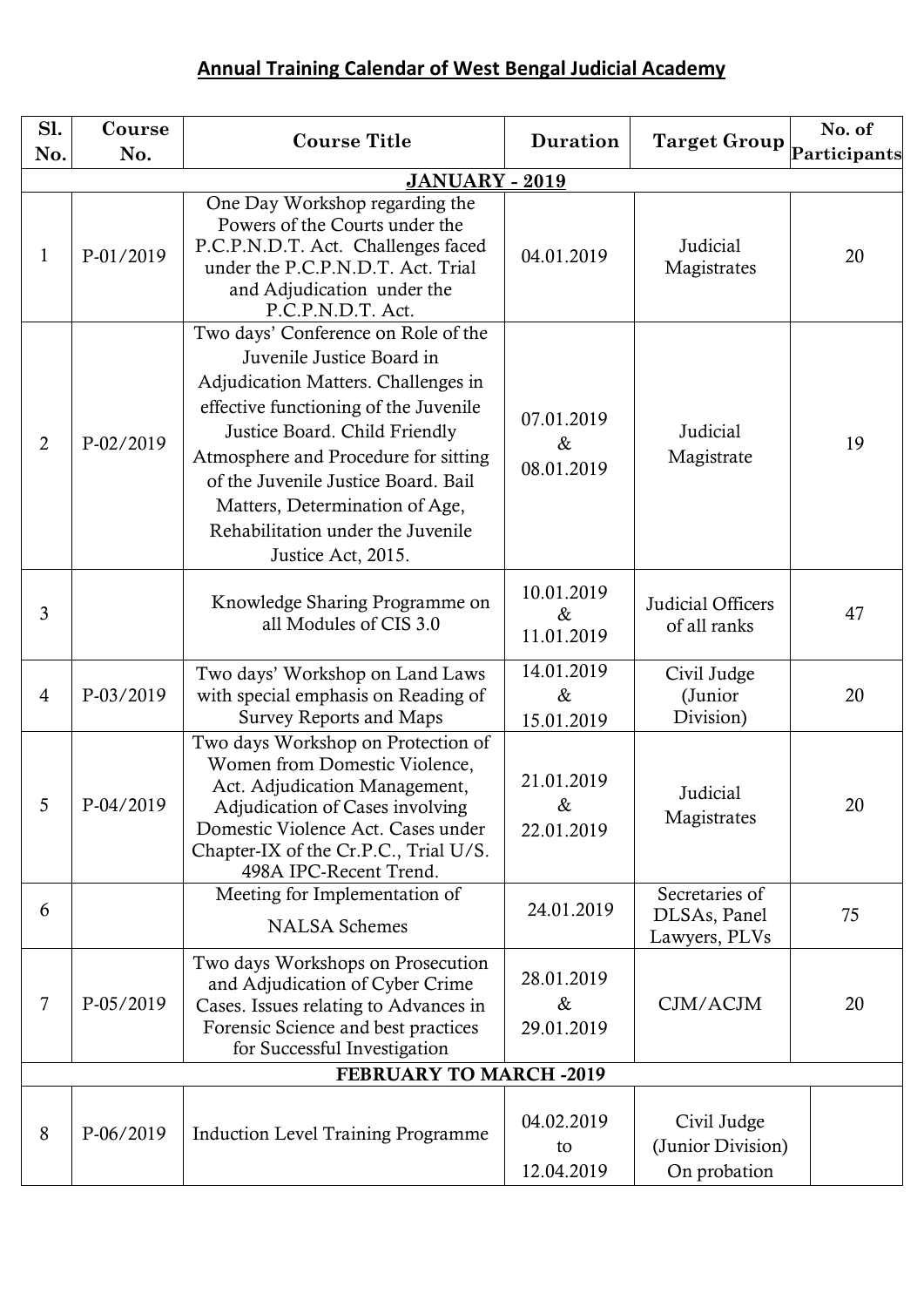# Annual Training Calendar of West Bengal Judicial Academy

| Sl. No. | Course No. | Course Title | Duration | Target Group | No. of Participants |
|---|---|---|---|---|---|
| **JANUARY - 2019** | | | | | |
| 1 | P-01/2019 | One Day Workshop regarding the Powers of the Courts under the P.C.P.N.D.T. Act. Challenges faced under the P.C.P.N.D.T. Act. Trial and Adjudication under the P.C.P.N.D.T. Act. | 04.01.2019 | Judicial Magistrates | 20 |
| 2 | P-02/2019 | Two days' Conference on Role of the Juvenile Justice Board in Adjudication Matters. Challenges in effective functioning of the Juvenile Justice Board. Child Friendly Atmosphere and Procedure for sitting of the Juvenile Justice Board. Bail Matters, Determination of Age, Rehabilitation under the Juvenile Justice Act, 2015. | 07.01.2019 & 08.01.2019 | Judicial Magistrate | 19 |
| 3 | | Knowledge Sharing Programme on all Modules of CIS 3.0 | 10.01.2019 & 11.01.2019 | Judicial Officers of all ranks | 47 |
| 4 | P-03/2019 | Two days' Workshop on Land Laws with special emphasis on Reading of Survey Reports and Maps | 14.01.2019 & 15.01.2019 | Civil Judge (Junior Division) | 20 |
| 5 | P-04/2019 | Two days Workshop on Protection of Women from Domestic Violence, Act. Adjudication Management, Adjudication of Cases involving Domestic Violence Act. Cases under Chapter-IX of the Cr.P.C., Trial U/S. 498A IPC-Recent Trend. | 21.01.2019 & 22.01.2019 | Judicial Magistrates | 20 |
| 6 | | Meeting for Implementation of NALSA Schemes | 24.01.2019 | Secretaries of DLSAs, Panel Lawyers, PLVs | 75 |
| 7 | P-05/2019 | Two days Workshops on Prosecution and Adjudication of Cyber Crime Cases. Issues relating to Advances in Forensic Science and best practices for Successful Investigation | 28.01.2019 & 29.01.2019 | CJM/ACJM | 20 |
| **FEBRUARY TO MARCH -2019** | | | | | |
| 8 | P-06/2019 | Induction Level Training Programme | 04.02.2019 to 12.04.2019 | Civil Judge (Junior Division) On probation | |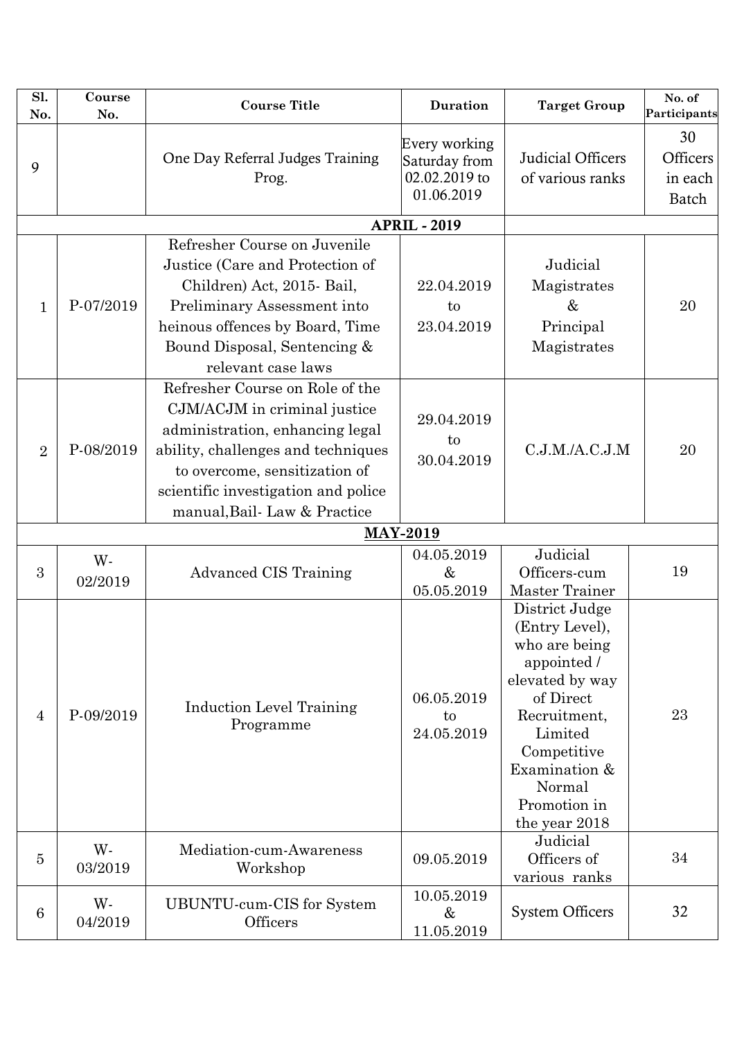| Sl. No. | Course No. | Course Title | Duration | Target Group | No. of Participants |
|---|---|---|---|---|---|
| 9 | | One Day Referral Judges Training Prog. | Every working Saturday from 02.02.2019 to 01.06.2019 | Judicial Officers of various ranks | 30 Officers in each Batch |
| | | **APRIL - 2019** | | | |
| 1 | P-07/2019 | Refresher Course on Juvenile Justice (Care and Protection of Children) Act, 2015- Bail, Preliminary Assessment into heinous offences by Board, Time Bound Disposal, Sentencing & relevant case laws | 22.04.2019 to 23.04.2019 | Judicial Magistrates & Principal Magistrates | 20 |
| 2 | P-08/2019 | Refresher Course on Role of the CJM/ACJM in criminal justice administration, enhancing legal ability, challenges and techniques to overcome, sensitization of scientific investigation and police manual,Bail- Law & Practice | 29.04.2019 to 30.04.2019 | C.J.M./A.C.J.M | 20 |
| | | **MAY-2019** | | | |
| 3 | W-02/2019 | Advanced CIS Training | 04.05.2019 & 05.05.2019 | Judicial Officers-cum Master Trainer | 19 |
| 4 | P-09/2019 | Induction Level Training Programme | 06.05.2019 to 24.05.2019 | District Judge (Entry Level), who are being appointed / elevated by way of Direct Recruitment, Limited Competitive Examination & Normal Promotion in the year 2018 | 23 |
| 5 | W-03/2019 | Mediation-cum-Awareness Workshop | 09.05.2019 | Judicial Officers of various ranks | 34 |
| 6 | W-04/2019 | UBUNTU-cum-CIS for System Officers | 10.05.2019 & 11.05.2019 | System Officers | 32 |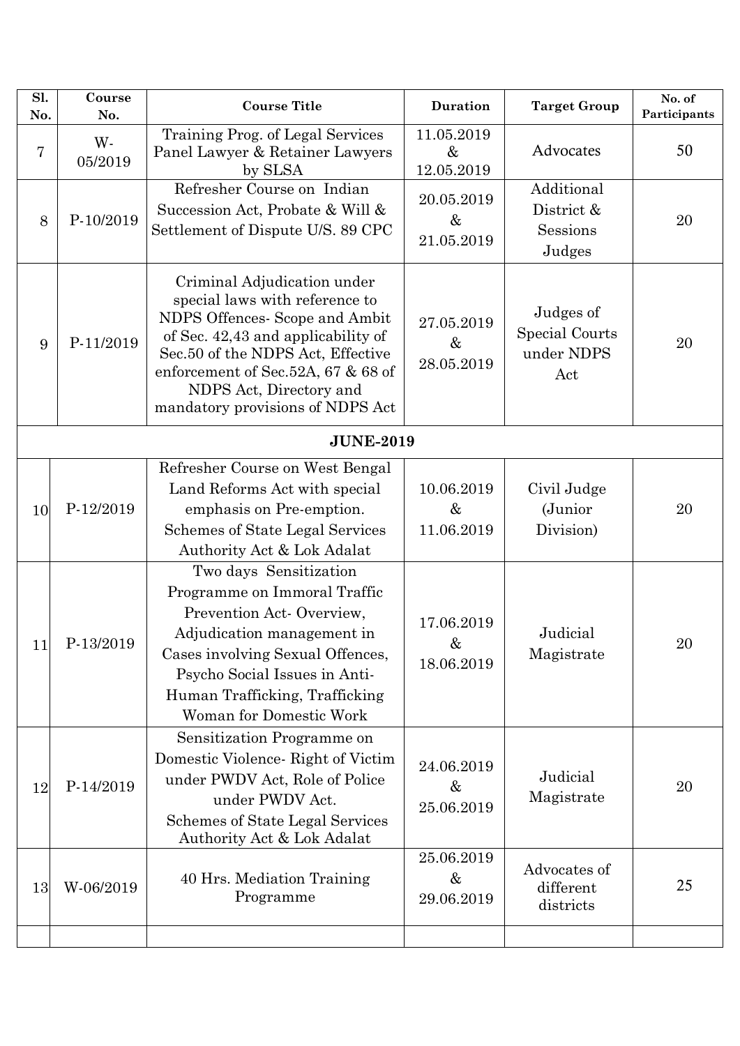| Sl. No. | Course No. | Course Title | Duration | Target Group | No. of Participants |
|---|---|---|---|---|---|
| 7 | W-05/2019 | Training Prog. of Legal Services Panel Lawyer & Retainer Lawyers by SLSA | 11.05.2019 & 12.05.2019 | Advocates | 50 |
| 8 | P-10/2019 | Refresher Course on Indian Succession Act, Probate & Will & Settlement of Dispute U/S. 89 CPC | 20.05.2019 & 21.05.2019 | Additional District & Sessions Judges | 20 |
| 9 | P-11/2019 | Criminal Adjudication under special laws with reference to NDPS Offences- Scope and Ambit of Sec. 42,43 and applicability of Sec.50 of the NDPS Act, Effective enforcement of Sec.52A, 67 & 68 of NDPS Act, Directory and mandatory provisions of NDPS Act | 27.05.2019 & 28.05.2019 | Judges of Special Courts under NDPS Act | 20 |
| | | **JUNE-2019** | | | |
| 10 | P-12/2019 | Refresher Course on West Bengal Land Reforms Act with special emphasis on Pre-emption. Schemes of State Legal Services Authority Act & Lok Adalat | 10.06.2019 & 11.06.2019 | Civil Judge (Junior Division) | 20 |
| 11 | P-13/2019 | Two days Sensitization Programme on Immoral Traffic Prevention Act- Overview, Adjudication management in Cases involving Sexual Offences, Psycho Social Issues in Anti-Human Trafficking, Trafficking Woman for Domestic Work | 17.06.2019 & 18.06.2019 | Judicial Magistrate | 20 |
| 12 | P-14/2019 | Sensitization Programme on Domestic Violence- Right of Victim under PWDV Act, Role of Police under PWDV Act. Schemes of State Legal Services Authority Act & Lok Adalat | 24.06.2019 & 25.06.2019 | Judicial Magistrate | 20 |
| 13 | W-06/2019 | 40 Hrs. Mediation Training Programme | 25.06.2019 & 29.06.2019 | Advocates of different districts | 25 |
| | | | | | |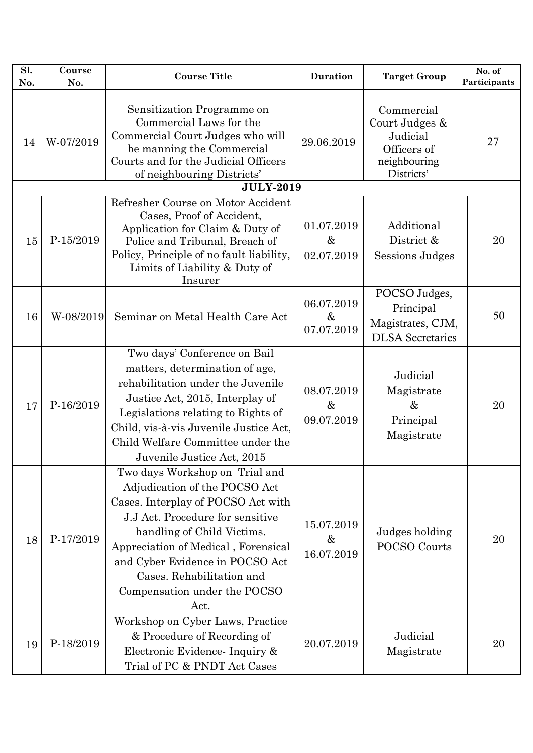| Sl. No. | Course No. | Course Title | Duration | Target Group | No. of Participants |
|---|---|---|---|---|---|
| 14 | W-07/2019 | Sensitization Programme on Commercial Laws for the Commercial Court Judges who will be manning the Commercial Courts and for the Judicial Officers of neighbouring Districts' | 29.06.2019 | Commercial Court Judges & Judicial Officers of neighbouring Districts' | 27 |
| **JULY-2019** | | | | | |
| 15 | P-15/2019 | Refresher Course on Motor Accident Cases, Proof of Accident, Application for Claim & Duty of Police and Tribunal, Breach of Policy, Principle of no fault liability, Limits of Liability & Duty of Insurer | 01.07.2019 & 02.07.2019 | Additional District & Sessions Judges | 20 |
| 16 | W-08/2019 | Seminar on Metal Health Care Act | 06.07.2019 & 07.07.2019 | POCSO Judges, Principal Magistrates, CJM, DLSA Secretaries | 50 |
| 17 | P-16/2019 | Two days' Conference on Bail matters, determination of age, rehabilitation under the Juvenile Justice Act, 2015, Interplay of Legislations relating to Rights of Child, vis-à-vis Juvenile Justice Act, Child Welfare Committee under the Juvenile Justice Act, 2015 | 08.07.2019 & 09.07.2019 | Judicial Magistrate & Principal Magistrate | 20 |
| 18 | P-17/2019 | Two days Workshop on Trial and Adjudication of the POCSO Act Cases. Interplay of POCSO Act with J.J Act. Procedure for sensitive handling of Child Victims. Appreciation of Medical , Forensical and Cyber Evidence in POCSO Act Cases. Rehabilitation and Compensation under the POCSO Act. | 15.07.2019 & 16.07.2019 | Judges holding POCSO Courts | 20 |
| 19 | P-18/2019 | Workshop on Cyber Laws, Practice & Procedure of Recording of Electronic Evidence- Inquiry & Trial of PC & PNDT Act Cases | 20.07.2019 | Judicial Magistrate | 20 |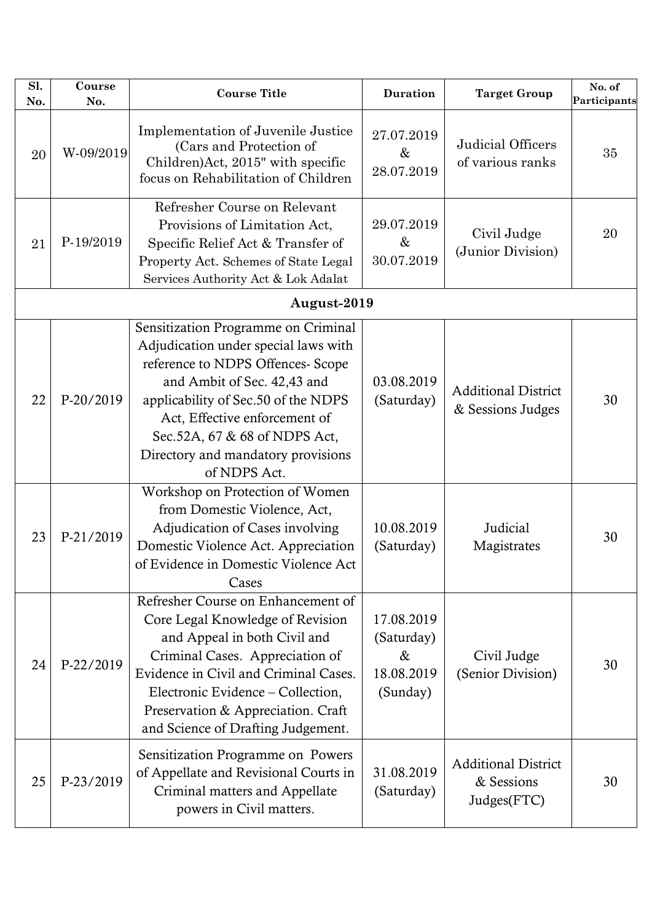| Sl. No. | Course No. | Course Title | Duration | Target Group | No. of Participants |
|---|---|---|---|---|---|
| 20 | W-09/2019 | Implementation of Juvenile Justice (Cars and Protection of Children)Act, 2015" with specific focus on Rehabilitation of Children | 27.07.2019 & 28.07.2019 | Judicial Officers of various ranks | 35 |
| 21 | P-19/2019 | Refresher Course on Relevant Provisions of Limitation Act, Specific Relief Act & Transfer of Property Act. Schemes of State Legal Services Authority Act & Lok Adalat | 29.07.2019 & 30.07.2019 | Civil Judge (Junior Division) | 20 |
| **August-2019** | | | | | |
| 22 | P-20/2019 | Sensitization Programme on Criminal Adjudication under special laws with reference to NDPS Offences- Scope and Ambit of Sec. 42,43 and applicability of Sec.50 of the NDPS Act, Effective enforcement of Sec.52A, 67 & 68 of NDPS Act, Directory and mandatory provisions of NDPS Act. | 03.08.2019 (Saturday) | Additional District & Sessions Judges | 30 |
| 23 | P-21/2019 | Workshop on Protection of Women from Domestic Violence, Act, Adjudication of Cases involving Domestic Violence Act. Appreciation of Evidence in Domestic Violence Act Cases | 10.08.2019 (Saturday) | Judicial Magistrates | 30 |
| 24 | P-22/2019 | Refresher Course on Enhancement of Core Legal Knowledge of Revision and Appeal in both Civil and Criminal Cases. Appreciation of Evidence in Civil and Criminal Cases. Electronic Evidence – Collection, Preservation & Appreciation. Craft and Science of Drafting Judgement. | 17.08.2019 (Saturday) & 18.08.2019 (Sunday) | Civil Judge (Senior Division) | 30 |
| 25 | P-23/2019 | Sensitization Programme on Powers of Appellate and Revisional Courts in Criminal matters and Appellate powers in Civil matters. | 31.08.2019 (Saturday) | Additional District & Sessions Judges(FTC) | 30 |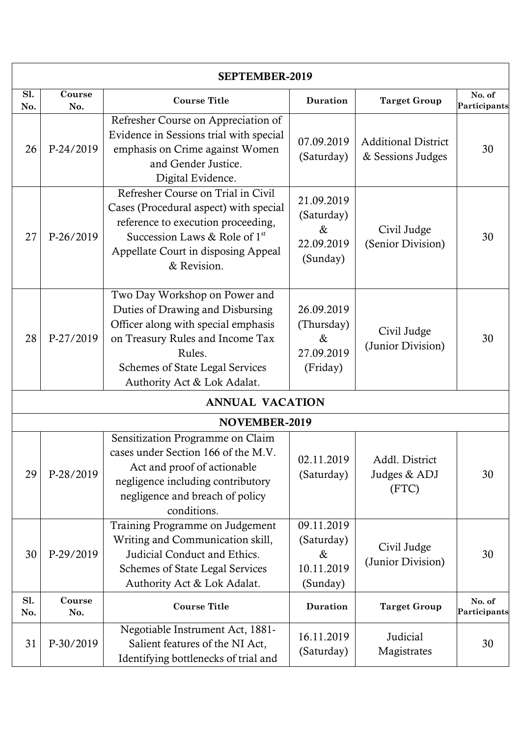| Sl. No. | Course No. | Course Title | Duration | Target Group | No. of Participants |
|---|---|---|---|---|---|
| **SEPTEMBER-2019** | | | | | |
| 26 | P-24/2019 | Refresher Course on Appreciation of Evidence in Sessions trial with special emphasis on Crime against Women and Gender Justice. Digital Evidence. | 07.09.2019 (Saturday) | Additional District & Sessions Judges | 30 |
| 27 | P-26/2019 | Refresher Course on Trial in Civil Cases (Procedural aspect) with special reference to execution proceeding, Succession Laws & Role of 1st Appellate Court in disposing Appeal & Revision. | 21.09.2019 (Saturday) & 22.09.2019 (Sunday) | Civil Judge (Senior Division) | 30 |
| 28 | P-27/2019 | Two Day Workshop on Power and Duties of Drawing and Disbursing Officer along with special emphasis on Treasury Rules and Income Tax Rules. Schemes of State Legal Services Authority Act & Lok Adalat. | 26.09.2019 (Thursday) & 27.09.2019 (Friday) | Civil Judge (Junior Division) | 30 |
| **ANNUAL VACATION** | | | | | |
| **NOVEMBER-2019** | | | | | |
| 29 | P-28/2019 | Sensitization Programme on Claim cases under Section 166 of the M.V. Act and proof of actionable negligence including contributory negligence and breach of policy conditions. | 02.11.2019 (Saturday) | Addl. District Judges & ADJ (FTC) | 30 |
| 30 | P-29/2019 | Training Programme on Judgement Writing and Communication skill, Judicial Conduct and Ethics. Schemes of State Legal Services Authority Act & Lok Adalat. | 09.11.2019 (Saturday) & 10.11.2019 (Sunday) | Civil Judge (Junior Division) | 30 |
| **Sl. No.** | **Course No.** | **Course Title** | **Duration** | **Target Group** | **No. of Participants** |
| 31 | P-30/2019 | Negotiable Instrument Act, 1881- Salient features of the NI Act, Identifying bottlenecks of trial and | 16.11.2019 (Saturday) | Judicial Magistrates | 30 |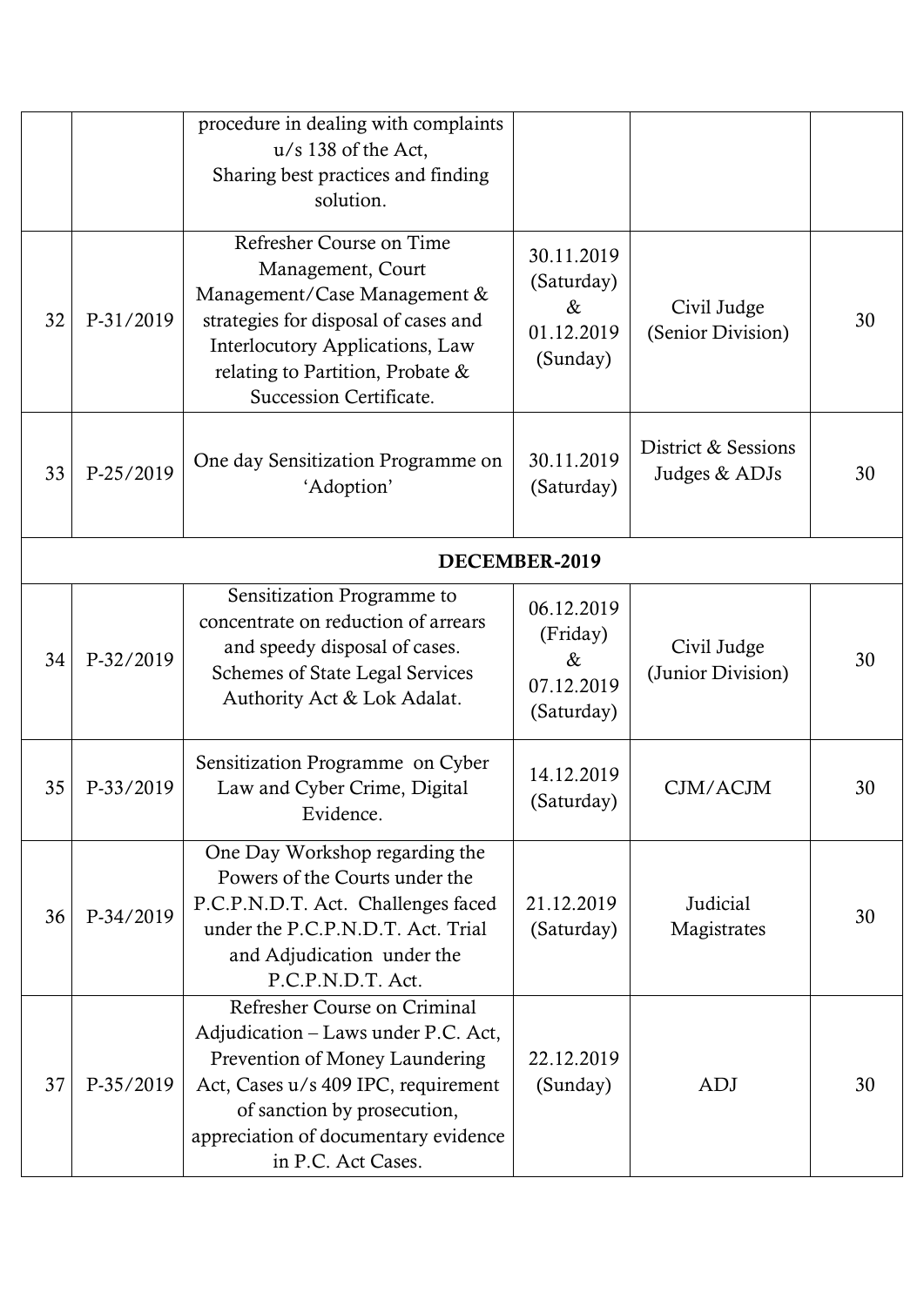| | | | | | |
|---|---|---|---|---|---|
| | | procedure in dealing with complaints u/s 138 of the Act, Sharing best practices and finding solution. | | | |
| 32 | P-31/2019 | Refresher Course on Time Management, Court Management/Case Management & strategies for disposal of cases and Interlocutory Applications, Law relating to Partition, Probate & Succession Certificate. | 30.11.2019 (Saturday) & 01.12.2019 (Sunday) | Civil Judge (Senior Division) | 30 |
| 33 | P-25/2019 | One day Sensitization Programme on 'Adoption' | 30.11.2019 (Saturday) | District & Sessions Judges & ADJs | 30 |
| | | **DECEMBER-2019** | | | |
| 34 | P-32/2019 | Sensitization Programme to concentrate on reduction of arrears and speedy disposal of cases. Schemes of State Legal Services Authority Act & Lok Adalat. | 06.12.2019 (Friday) & 07.12.2019 (Saturday) | Civil Judge (Junior Division) | 30 |
| 35 | P-33/2019 | Sensitization Programme on Cyber Law and Cyber Crime, Digital Evidence. | 14.12.2019 (Saturday) | CJM/ACJM | 30 |
| 36 | P-34/2019 | One Day Workshop regarding the Powers of the Courts under the P.C.P.N.D.T. Act. Challenges faced under the P.C.P.N.D.T. Act. Trial and Adjudication under the P.C.P.N.D.T. Act. | 21.12.2019 (Saturday) | Judicial Magistrates | 30 |
| 37 | P-35/2019 | Refresher Course on Criminal Adjudication – Laws under P.C. Act, Prevention of Money Laundering Act, Cases u/s 409 IPC, requirement of sanction by prosecution, appreciation of documentary evidence in P.C. Act Cases. | 22.12.2019 (Sunday) | ADJ | 30 |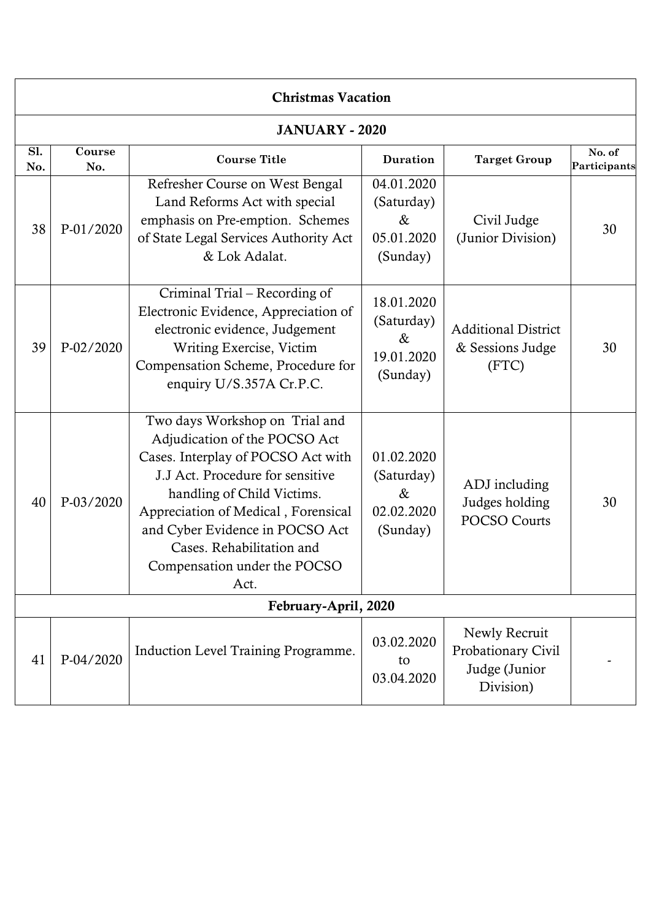| Sl. No. | Course No. | Course Title | Duration | Target Group | No. of Participants |
|---|---|---|---|---|---|
| **Christmas Vacation** | | | | | |
| **JANUARY - 2020** | | | | | |
| 38 | P-01/2020 | Refresher Course on West Bengal Land Reforms Act with special emphasis on Pre-emption. Schemes of State Legal Services Authority Act & Lok Adalat. | 04.01.2020 (Saturday) & 05.01.2020 (Sunday) | Civil Judge (Junior Division) | 30 |
| 39 | P-02/2020 | Criminal Trial – Recording of Electronic Evidence, Appreciation of electronic evidence, Judgement Writing Exercise, Victim Compensation Scheme, Procedure for enquiry U/S.357A Cr.P.C. | 18.01.2020 (Saturday) & 19.01.2020 (Sunday) | Additional District & Sessions Judge (FTC) | 30 |
| 40 | P-03/2020 | Two days Workshop on Trial and Adjudication of the POCSO Act Cases. Interplay of POCSO Act with J.J Act. Procedure for sensitive handling of Child Victims. Appreciation of Medical , Forensical and Cyber Evidence in POCSO Act Cases. Rehabilitation and Compensation under the POCSO Act. | 01.02.2020 (Saturday) & 02.02.2020 (Sunday) | ADJ including Judges holding POCSO Courts | 30 |
| **February-April, 2020** | | | | | |
| 41 | P-04/2020 | Induction Level Training Programme. | 03.02.2020 to 03.04.2020 | Newly Recruit Probationary Civil Judge (Junior Division) | - |